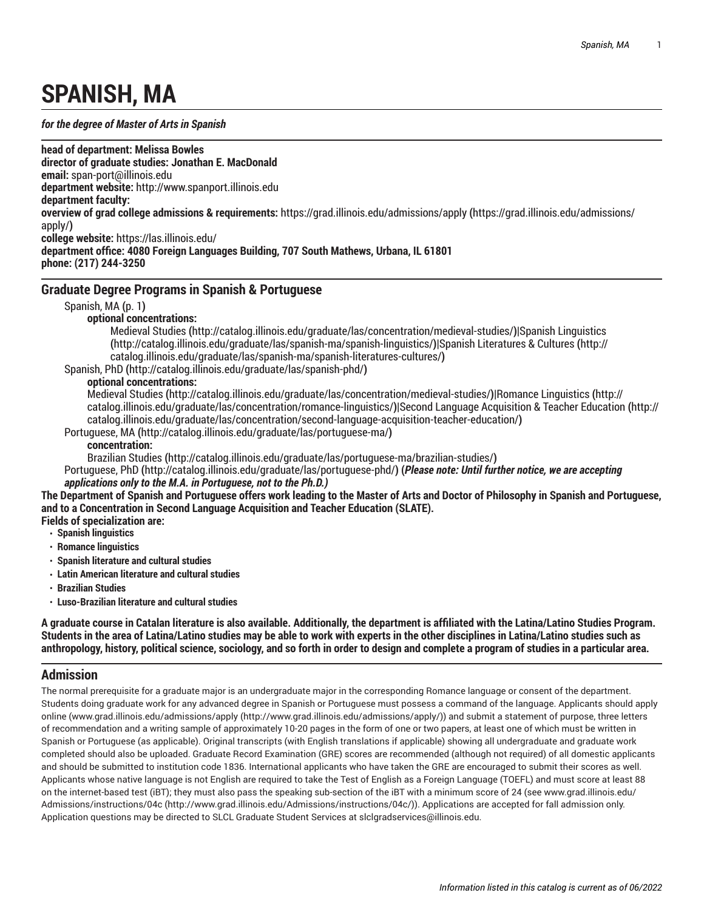# SPANISH, MA

***for the degree of Master of Arts in Spanish***

**head of department: Melissa Bowles**
**director of graduate studies: Jonathan E. MacDonald**
**email:** span-port@illinois.edu
**department website:** http://www.spanport.illinois.edu
**department faculty:**
**overview of grad college admissions & requirements:** https://grad.illinois.edu/admissions/apply (https://grad.illinois.edu/admissions/apply/)
**college website:** https://las.illinois.edu/
**department office: 4080 Foreign Languages Building, 707 South Mathews, Urbana, IL 61801**
**phone: (217) 244-3250**

## Graduate Degree Programs in Spanish & Portuguese

Spanish, MA (p. 1)
**optional concentrations:**
Medieval Studies (http://catalog.illinois.edu/graduate/las/concentration/medieval-studies/)|Spanish Linguistics (http://catalog.illinois.edu/graduate/las/spanish-ma/spanish-linguistics/)|Spanish Literatures & Cultures (http://catalog.illinois.edu/graduate/las/spanish-ma/spanish-literatures-cultures/)

Spanish, PhD (http://catalog.illinois.edu/graduate/las/spanish-phd/)
**optional concentrations:**
Medieval Studies (http://catalog.illinois.edu/graduate/las/concentration/medieval-studies/)|Romance Linguistics (http://catalog.illinois.edu/graduate/las/concentration/romance-linguistics/)|Second Language Acquisition & Teacher Education (http://catalog.illinois.edu/graduate/las/concentration/second-language-acquisition-teacher-education/)

Portuguese, MA (http://catalog.illinois.edu/graduate/las/portuguese-ma/)
**concentration:**
Brazilian Studies (http://catalog.illinois.edu/graduate/las/portuguese-ma/brazilian-studies/)

Portuguese, PhD (http://catalog.illinois.edu/graduate/las/portuguese-phd/) (***Please note: Until further notice, we are accepting applications only to the M.A. in Portuguese, not to the Ph.D.)***

**The Department of Spanish and Portuguese offers work leading to the Master of Arts and Doctor of Philosophy in Spanish and Portuguese, and to a Concentration in Second Language Acquisition and Teacher Education (SLATE).**

**Fields of specialization are:**

- **Spanish linguistics**
- **Romance linguistics**
- **Spanish literature and cultural studies**
- **Latin American literature and cultural studies**
- **Brazilian Studies**
- **Luso-Brazilian literature and cultural studies**

**A graduate course in Catalan literature is also available. Additionally, the department is affiliated with the Latina/Latino Studies Program. Students in the area of Latina/Latino studies may be able to work with experts in the other disciplines in Latina/Latino studies such as anthropology, history, political science, sociology, and so forth in order to design and complete a program of studies in a particular area.**

## Admission

The normal prerequisite for a graduate major is an undergraduate major in the corresponding Romance language or consent of the department. Students doing graduate work for any advanced degree in Spanish or Portuguese must possess a command of the language. Applicants should apply online (www.grad.illinois.edu/admissions/apply (http://www.grad.illinois.edu/admissions/apply/)) and submit a statement of purpose, three letters of recommendation and a writing sample of approximately 10-20 pages in the form of one or two papers, at least one of which must be written in Spanish or Portuguese (as applicable). Original transcripts (with English translations if applicable) showing all undergraduate and graduate work completed should also be uploaded. Graduate Record Examination (GRE) scores are recommended (although not required) of all domestic applicants and should be submitted to institution code 1836. International applicants who have taken the GRE are encouraged to submit their scores as well. Applicants whose native language is not English are required to take the Test of English as a Foreign Language (TOEFL) and must score at least 88 on the internet-based test (iBT); they must also pass the speaking sub-section of the iBT with a minimum score of 24 (see www.grad.illinois.edu/Admissions/instructions/04c (http://www.grad.illinois.edu/Admissions/instructions/04c/)). Applications are accepted for fall admission only. Application questions may be directed to SLCL Graduate Student Services at slclgradservices@illinois.edu.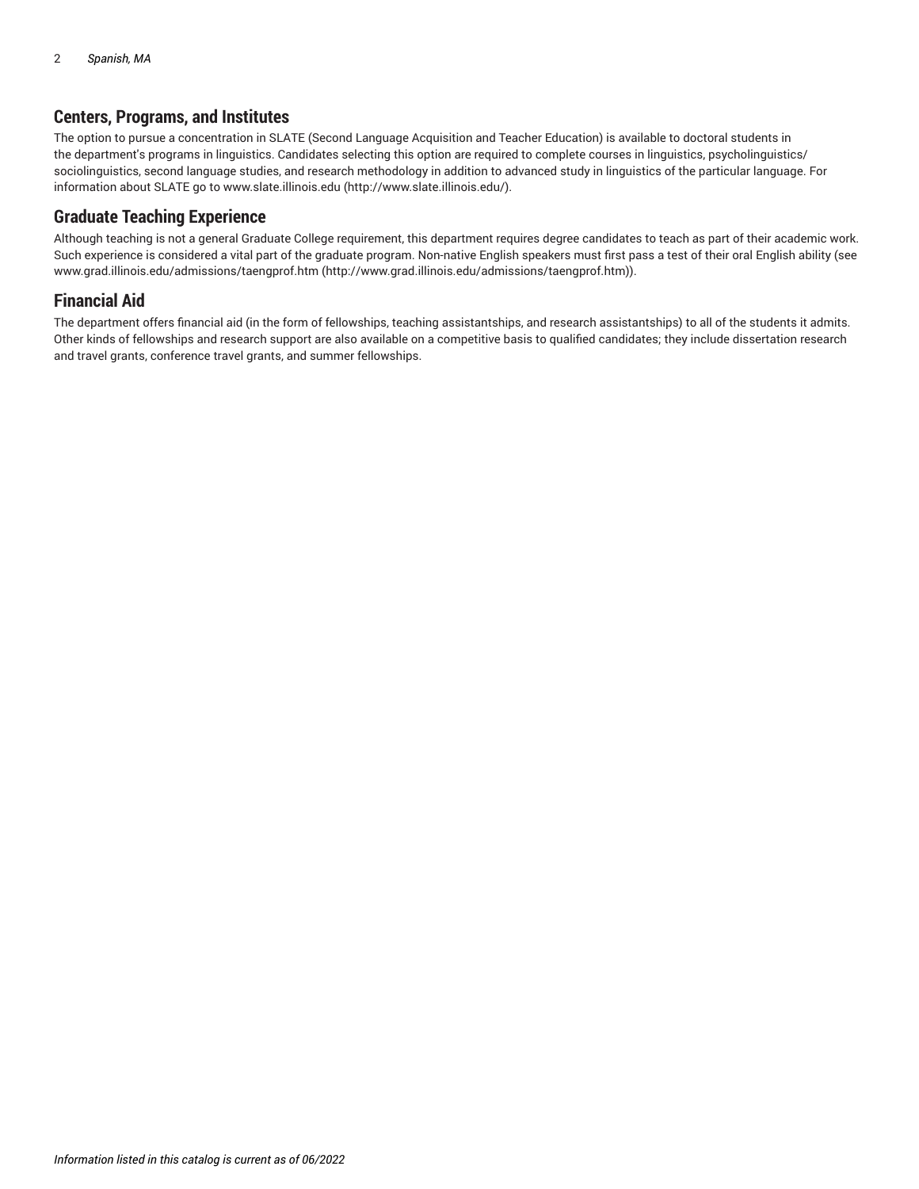## Centers, Programs, and Institutes

The option to pursue a concentration in SLATE (Second Language Acquisition and Teacher Education) is available to doctoral students in the department's programs in linguistics. Candidates selecting this option are required to complete courses in linguistics, psycholinguistics/sociolinguistics, second language studies, and research methodology in addition to advanced study in linguistics of the particular language. For information about SLATE go to www.slate.illinois.edu (http://www.slate.illinois.edu/).

## Graduate Teaching Experience

Although teaching is not a general Graduate College requirement, this department requires degree candidates to teach as part of their academic work. Such experience is considered a vital part of the graduate program. Non-native English speakers must first pass a test of their oral English ability (see www.grad.illinois.edu/admissions/taengprof.htm (http://www.grad.illinois.edu/admissions/taengprof.htm)).

## Financial Aid

The department offers financial aid (in the form of fellowships, teaching assistantships, and research assistantships) to all of the students it admits. Other kinds of fellowships and research support are also available on a competitive basis to qualified candidates; they include dissertation research and travel grants, conference travel grants, and summer fellowships.